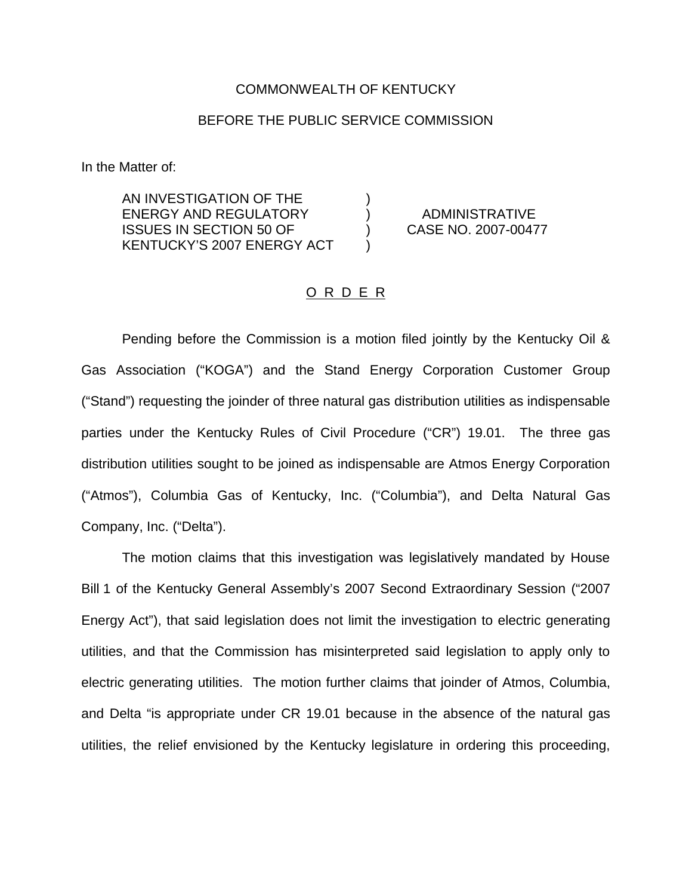COMMONWEALTH OF KENTUCKY

BEFORE THE PUBLIC SERVICE COMMISSION

In the Matter of:

| | | |
|---|---|---|
| AN INVESTIGATION OF THE ENERGY AND REGULATORY ISSUES IN SECTION 50 OF KENTUCKY'S 2007 ENERGY ACT | ) ) ) ) | ADMINISTRATIVE CASE NO. 2007-00477 |

O R D E R

Pending before the Commission is a motion filed jointly by the Kentucky Oil & Gas Association ("KOGA") and the Stand Energy Corporation Customer Group ("Stand") requesting the joinder of three natural gas distribution utilities as indispensable parties under the Kentucky Rules of Civil Procedure ("CR") 19.01. The three gas distribution utilities sought to be joined as indispensable are Atmos Energy Corporation ("Atmos"), Columbia Gas of Kentucky, Inc. ("Columbia"), and Delta Natural Gas Company, Inc. ("Delta").

The motion claims that this investigation was legislatively mandated by House Bill 1 of the Kentucky General Assembly's 2007 Second Extraordinary Session ("2007 Energy Act"), that said legislation does not limit the investigation to electric generating utilities, and that the Commission has misinterpreted said legislation to apply only to electric generating utilities. The motion further claims that joinder of Atmos, Columbia, and Delta "is appropriate under CR 19.01 because in the absence of the natural gas utilities, the relief envisioned by the Kentucky legislature in ordering this proceeding,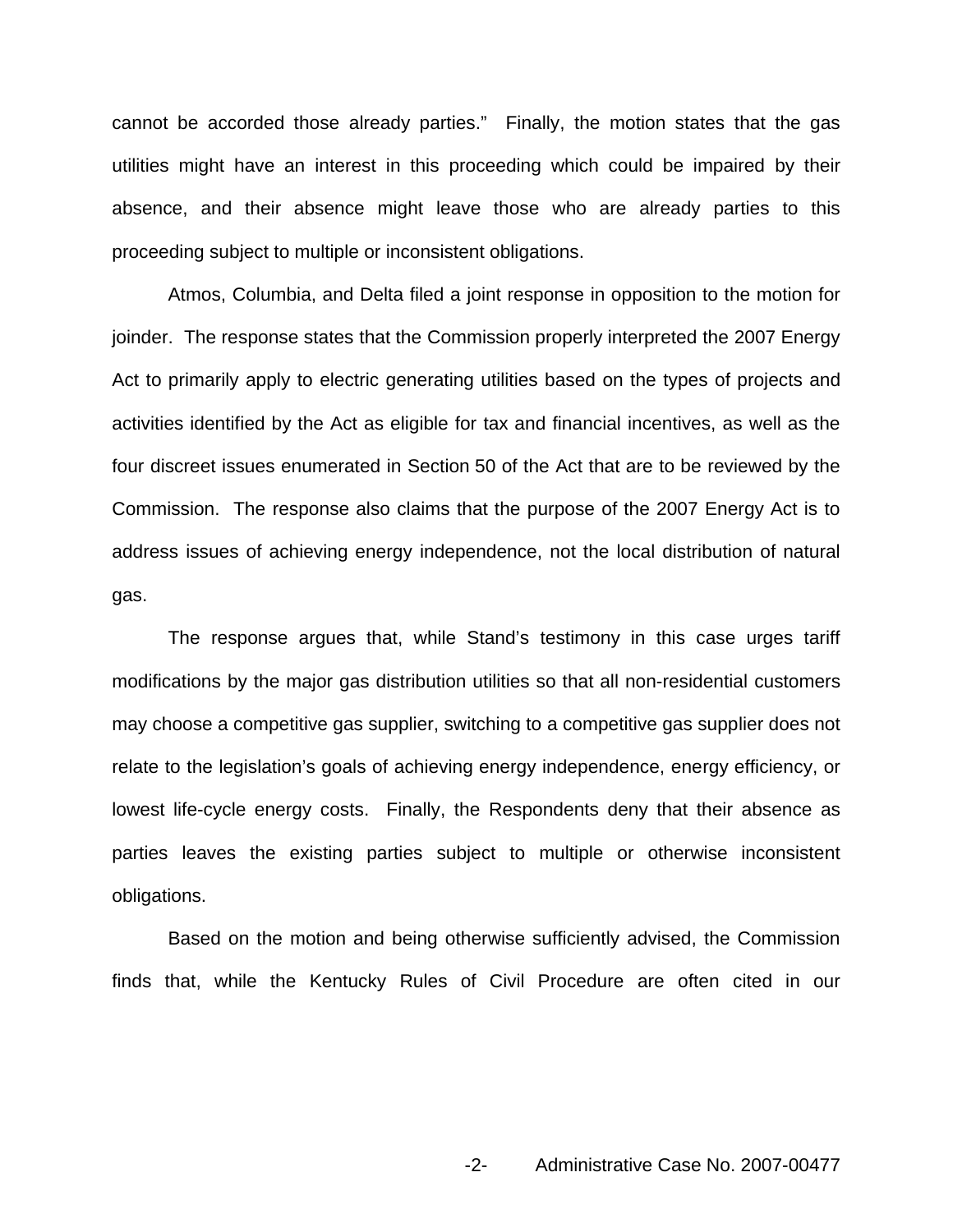cannot be accorded those already parties." Finally, the motion states that the gas utilities might have an interest in this proceeding which could be impaired by their absence, and their absence might leave those who are already parties to this proceeding subject to multiple or inconsistent obligations.

Atmos, Columbia, and Delta filed a joint response in opposition to the motion for joinder. The response states that the Commission properly interpreted the 2007 Energy Act to primarily apply to electric generating utilities based on the types of projects and activities identified by the Act as eligible for tax and financial incentives, as well as the four discreet issues enumerated in Section 50 of the Act that are to be reviewed by the Commission. The response also claims that the purpose of the 2007 Energy Act is to address issues of achieving energy independence, not the local distribution of natural gas.

The response argues that, while Stand's testimony in this case urges tariff modifications by the major gas distribution utilities so that all non-residential customers may choose a competitive gas supplier, switching to a competitive gas supplier does not relate to the legislation's goals of achieving energy independence, energy efficiency, or lowest life-cycle energy costs. Finally, the Respondents deny that their absence as parties leaves the existing parties subject to multiple or otherwise inconsistent obligations.

Based on the motion and being otherwise sufficiently advised, the Commission finds that, while the Kentucky Rules of Civil Procedure are often cited in our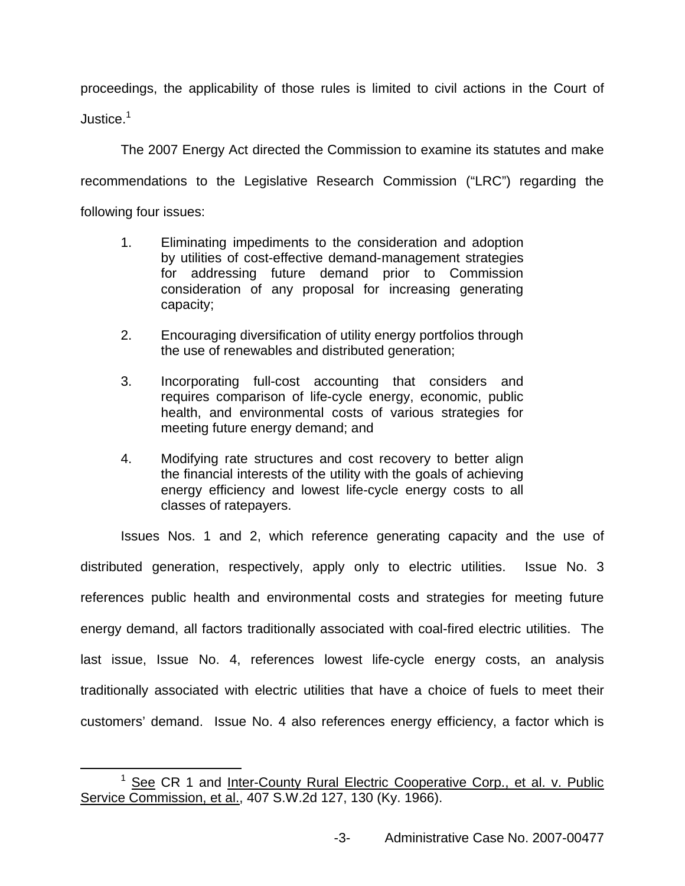proceedings, the applicability of those rules is limited to civil actions in the Court of Justice.[1]

The 2007 Energy Act directed the Commission to examine its statutes and make recommendations to the Legislative Research Commission ("LRC") regarding the following four issues:

1. Eliminating impediments to the consideration and adoption by utilities of cost-effective demand-management strategies for addressing future demand prior to Commission consideration of any proposal for increasing generating capacity;

2. Encouraging diversification of utility energy portfolios through the use of renewables and distributed generation;

3. Incorporating full-cost accounting that considers and requires comparison of life-cycle energy, economic, public health, and environmental costs of various strategies for meeting future energy demand; and

4. Modifying rate structures and cost recovery to better align the financial interests of the utility with the goals of achieving energy efficiency and lowest life-cycle energy costs to all classes of ratepayers.

Issues Nos. 1 and 2, which reference generating capacity and the use of distributed generation, respectively, apply only to electric utilities. Issue No. 3 references public health and environmental costs and strategies for meeting future energy demand, all factors traditionally associated with coal-fired electric utilities. The last issue, Issue No. 4, references lowest life-cycle energy costs, an analysis traditionally associated with electric utilities that have a choice of fuels to meet their customers' demand. Issue No. 4 also references energy efficiency, a factor which is

[1] See CR 1 and Inter-County Rural Electric Cooperative Corp., et al. v. Public Service Commission, et al., 407 S.W.2d 127, 130 (Ky. 1966).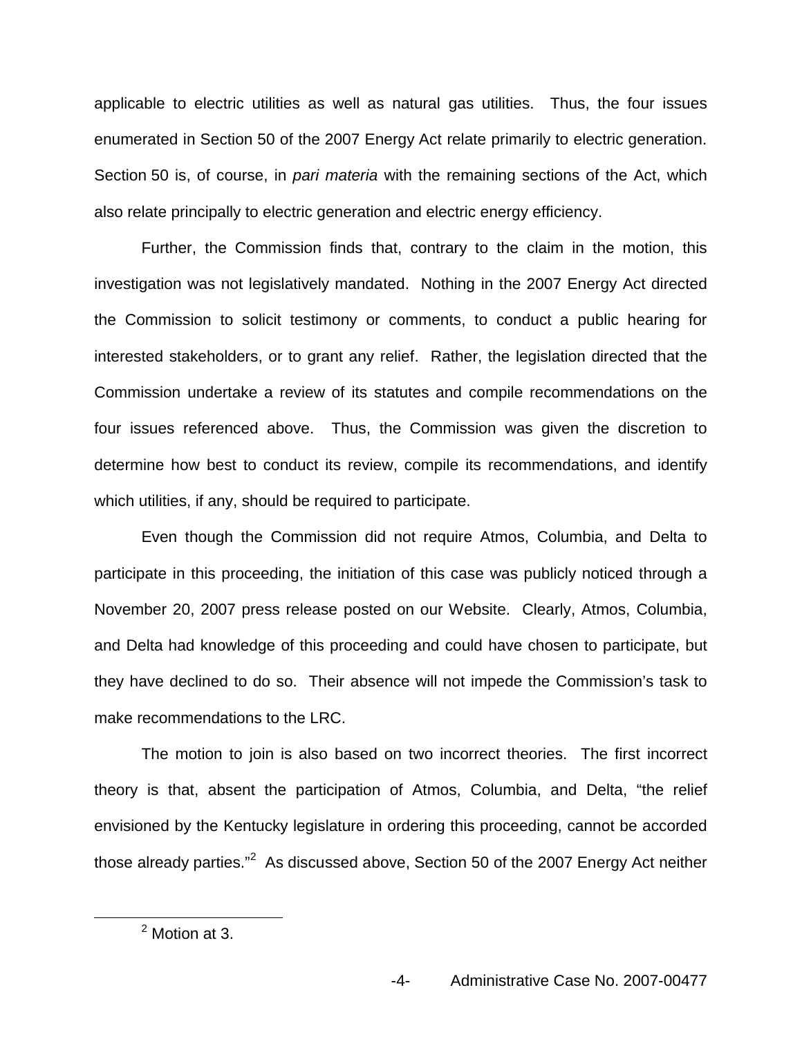applicable to electric utilities as well as natural gas utilities. Thus, the four issues enumerated in Section 50 of the 2007 Energy Act relate primarily to electric generation. Section 50 is, of course, in *pari materia* with the remaining sections of the Act, which also relate principally to electric generation and electric energy efficiency.

Further, the Commission finds that, contrary to the claim in the motion, this investigation was not legislatively mandated. Nothing in the 2007 Energy Act directed the Commission to solicit testimony or comments, to conduct a public hearing for interested stakeholders, or to grant any relief. Rather, the legislation directed that the Commission undertake a review of its statutes and compile recommendations on the four issues referenced above. Thus, the Commission was given the discretion to determine how best to conduct its review, compile its recommendations, and identify which utilities, if any, should be required to participate.

Even though the Commission did not require Atmos, Columbia, and Delta to participate in this proceeding, the initiation of this case was publicly noticed through a November 20, 2007 press release posted on our Website. Clearly, Atmos, Columbia, and Delta had knowledge of this proceeding and could have chosen to participate, but they have declined to do so. Their absence will not impede the Commission's task to make recommendations to the LRC.

The motion to join is also based on two incorrect theories. The first incorrect theory is that, absent the participation of Atmos, Columbia, and Delta, "the relief envisioned by the Kentucky legislature in ordering this proceeding, cannot be accorded those already parties."[2] As discussed above, Section 50 of the 2007 Energy Act neither

[2] Motion at 3.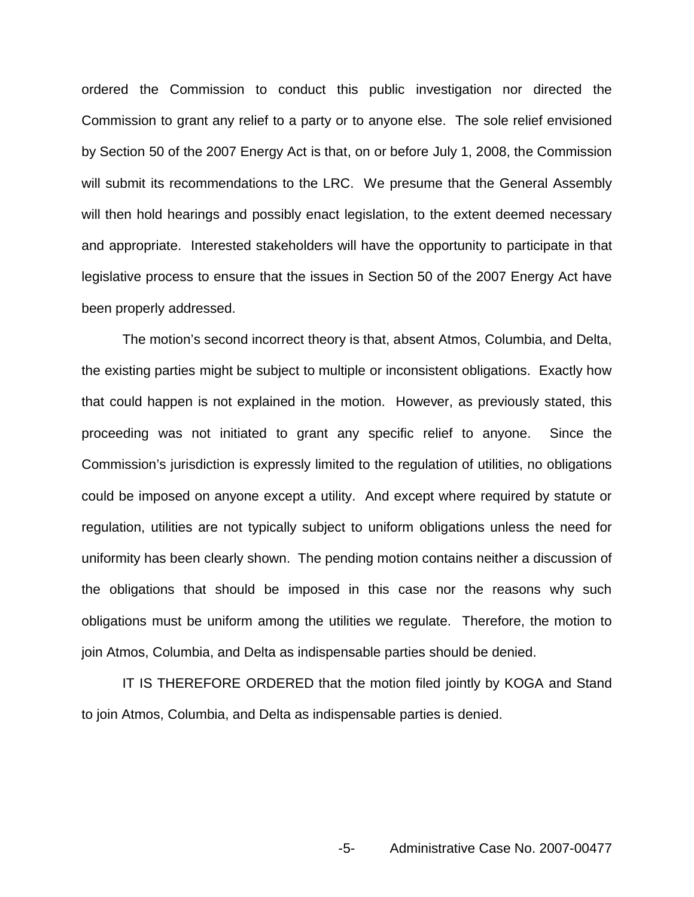ordered the Commission to conduct this public investigation nor directed the Commission to grant any relief to a party or to anyone else. The sole relief envisioned by Section 50 of the 2007 Energy Act is that, on or before July 1, 2008, the Commission will submit its recommendations to the LRC. We presume that the General Assembly will then hold hearings and possibly enact legislation, to the extent deemed necessary and appropriate. Interested stakeholders will have the opportunity to participate in that legislative process to ensure that the issues in Section 50 of the 2007 Energy Act have been properly addressed.

The motion's second incorrect theory is that, absent Atmos, Columbia, and Delta, the existing parties might be subject to multiple or inconsistent obligations. Exactly how that could happen is not explained in the motion. However, as previously stated, this proceeding was not initiated to grant any specific relief to anyone. Since the Commission's jurisdiction is expressly limited to the regulation of utilities, no obligations could be imposed on anyone except a utility. And except where required by statute or regulation, utilities are not typically subject to uniform obligations unless the need for uniformity has been clearly shown. The pending motion contains neither a discussion of the obligations that should be imposed in this case nor the reasons why such obligations must be uniform among the utilities we regulate. Therefore, the motion to join Atmos, Columbia, and Delta as indispensable parties should be denied.

IT IS THEREFORE ORDERED that the motion filed jointly by KOGA and Stand to join Atmos, Columbia, and Delta as indispensable parties is denied.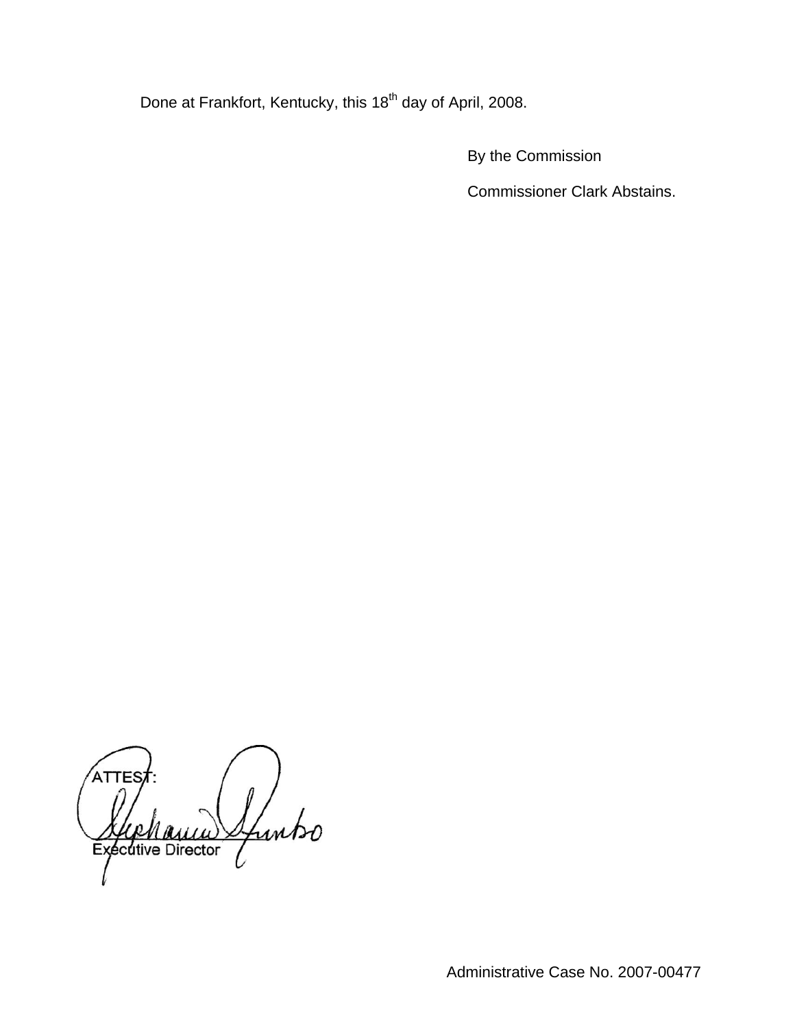Done at Frankfort, Kentucky, this 18th day of April, 2008.

By the Commission

Commissioner Clark Abstains.

ATTEST:

Executive Director

Administrative Case No. 2007-00477